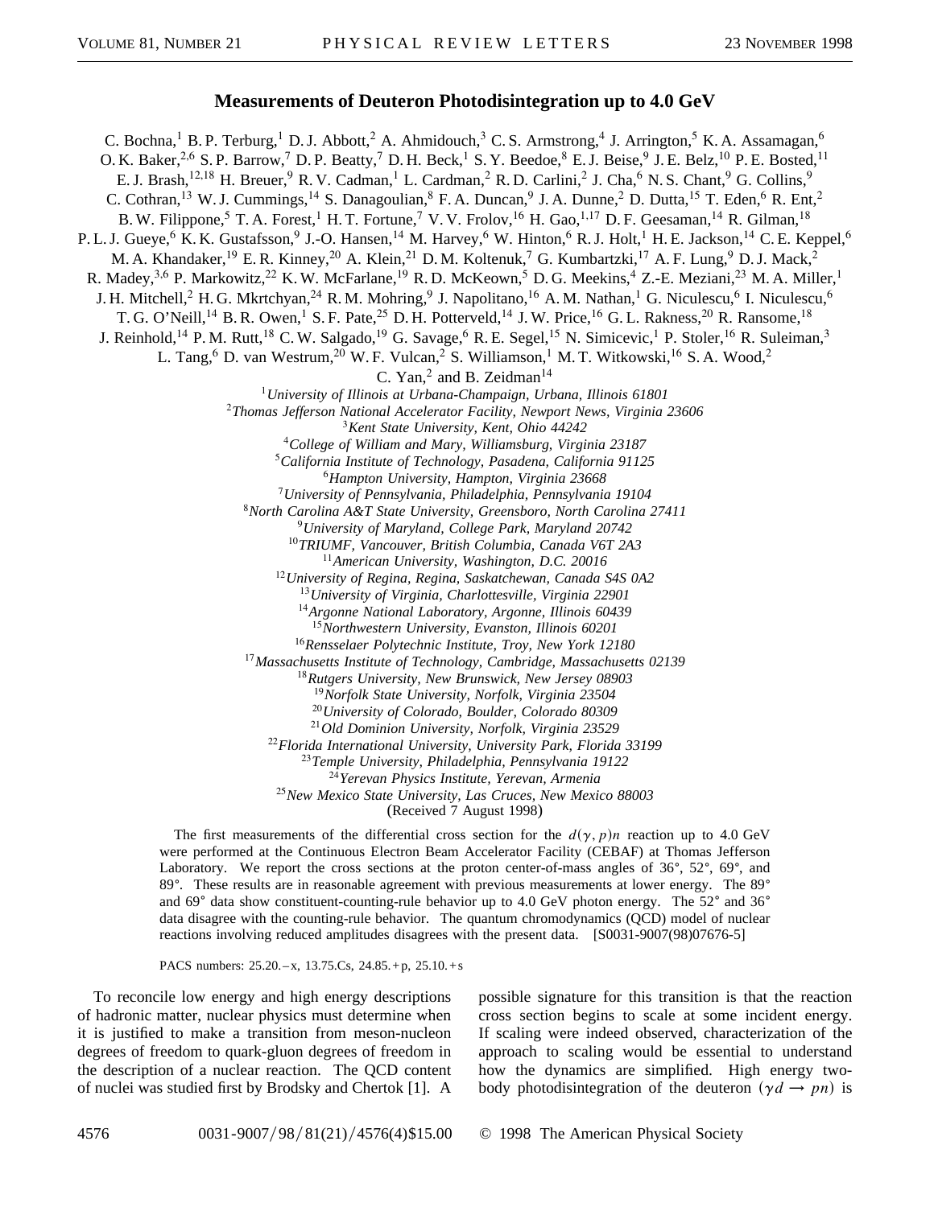# Measurements of Deuteron Photodisintegration up to 4.0 GeV

C. Bochna,[1] B. P. Terburg,[1] D. J. Abbott,[2] A. Ahmidouch,[3] C. S. Armstrong,[4] J. Arrington,[5] K. A. Assamagan,[6] O. K. Baker,[2,6] S. P. Barrow,[7] D. P. Beatty,[7] D. H. Beck,[1] S. Y. Beedoe,[8] E. J. Beise,[9] J. E. Belz,[10] P. E. Bosted,[11] E. J. Brash,[12,18] H. Breuer,[9] R. V. Cadman,[1] L. Cardman,[2] R. D. Carlini,[2] J. Cha,[6] N. S. Chant,[9] G. Collins,[9] C. Cothran,[13] W. J. Cummings,[14] S. Danagoulian,[8] F. A. Duncan,[9] J. A. Dunne,[2] D. Dutta,[15] T. Eden,[6] R. Ent,[2] B. W. Filippone,[5] T. A. Forest,[1] H. T. Fortune,[7] V. V. Frolov,[16] H. Gao,[1,17] D. F. Geesaman,[14] R. Gilman,[18] P. L. J. Gueye,[6] K. K. Gustafsson,[9] J.-O. Hansen,[14] M. Harvey,[6] W. Hinton,[6] R. J. Holt,[1] H. E. Jackson,[14] C. E. Keppel,[6] M. A. Khandaker,[19] E. R. Kinney,[20] A. Klein,[21] D. M. Koltenuk,[7] G. Kumbartzki,[17] A. F. Lung,[9] D. J. Mack,[2] R. Madey,[3,6] P. Markowitz,[22] K. W. McFarlane,[19] R. D. McKeown,[5] D. G. Meekins,[4] Z.-E. Meziani,[23] M. A. Miller,[1] J. H. Mitchell,[2] H. G. Mkrtchyan,[24] R. M. Mohring,[9] J. Napolitano,[16] A. M. Nathan,[1] G. Niculescu,[6] I. Niculescu,[6] T. G. O'Neill,[14] B. R. Owen,[1] S. F. Pate,[25] D. H. Potterveld,[14] J. W. Price,[16] G. L. Rakness,[20] R. Ransome,[18] J. Reinhold,[14] P. M. Rutt,[18] C. W. Salgado,[19] G. Savage,[6] R. E. Segel,[15] N. Simicevic,[1] P. Stoler,[16] R. Suleiman,[3] L. Tang,[6] D. van Westrum,[20] W. F. Vulcan,[2] S. Williamson,[1] M. T. Witkowski,[16] S. A. Wood,[2] C. Yan,[2] and B. Zeidman[14]

[1] *University of Illinois at Urbana-Champaign, Urbana, Illinois 61801*
[2] *Thomas Jefferson National Accelerator Facility, Newport News, Virginia 23606*
[3] *Kent State University, Kent, Ohio 44242*
[4] *College of William and Mary, Williamsburg, Virginia 23187*
[5] *California Institute of Technology, Pasadena, California 91125*
[6] *Hampton University, Hampton, Virginia 23668*
[7] *University of Pennsylvania, Philadelphia, Pennsylvania 19104*
[8] *North Carolina A&T State University, Greensboro, North Carolina 27411*
[9] *University of Maryland, College Park, Maryland 20742*
[10] *TRIUMF, Vancouver, British Columbia, Canada V6T 2A3*
[11] *American University, Washington, D.C. 20016*
[12] *University of Regina, Regina, Saskatchewan, Canada S4S 0A2*
[13] *University of Virginia, Charlottesville, Virginia 22901*
[14] *Argonne National Laboratory, Argonne, Illinois 60439*
[15] *Northwestern University, Evanston, Illinois 60201*
[16] *Rensselaer Polytechnic Institute, Troy, New York 12180*
[17] *Massachusetts Institute of Technology, Cambridge, Massachusetts 02139*
[18] *Rutgers University, New Brunswick, New Jersey 08903*
[19] *Norfolk State University, Norfolk, Virginia 23504*
[20] *University of Colorado, Boulder, Colorado 80309*
[21] *Old Dominion University, Norfolk, Virginia 23529*
[22] *Florida International University, University Park, Florida 33199*
[23] *Temple University, Philadelphia, Pennsylvania 19122*
[24] *Yerevan Physics Institute, Yerevan, Armenia*
[25] *New Mexico State University, Las Cruces, New Mexico 88003*

(Received 7 August 1998)

The first measurements of the differential cross section for the $d(\gamma, p)n$ reaction up to 4.0 GeV were performed at the Continuous Electron Beam Accelerator Facility (CEBAF) at Thomas Jefferson Laboratory. We report the cross sections at the proton center-of-mass angles of 36°, 52°, 69°, and 89°. These results are in reasonable agreement with previous measurements at lower energy. The 89° and 69° data show constituent-counting-rule behavior up to 4.0 GeV photon energy. The 52° and 36° data disagree with the counting-rule behavior. The quantum chromodynamics (QCD) model of nuclear reactions involving reduced amplitudes disagrees with the present data. [S0031-9007(98)07676-5]

PACS numbers: 25.20.–x, 13.75.Cs, 24.85.+p, 25.10.+s

To reconcile low energy and high energy descriptions of hadronic matter, nuclear physics must determine when it is justified to make a transition from meson-nucleon degrees of freedom to quark-gluon degrees of freedom in the description of a nuclear reaction. The QCD content of nuclei was studied first by Brodsky and Chertok [1]. A possible signature for this transition is that the reaction cross section begins to scale at some incident energy. If scaling were indeed observed, characterization of the approach to scaling would be essential to understand how the dynamics are simplified. High energy two-body photodisintegration of the deuteron ($\gamma d \rightarrow pn$) is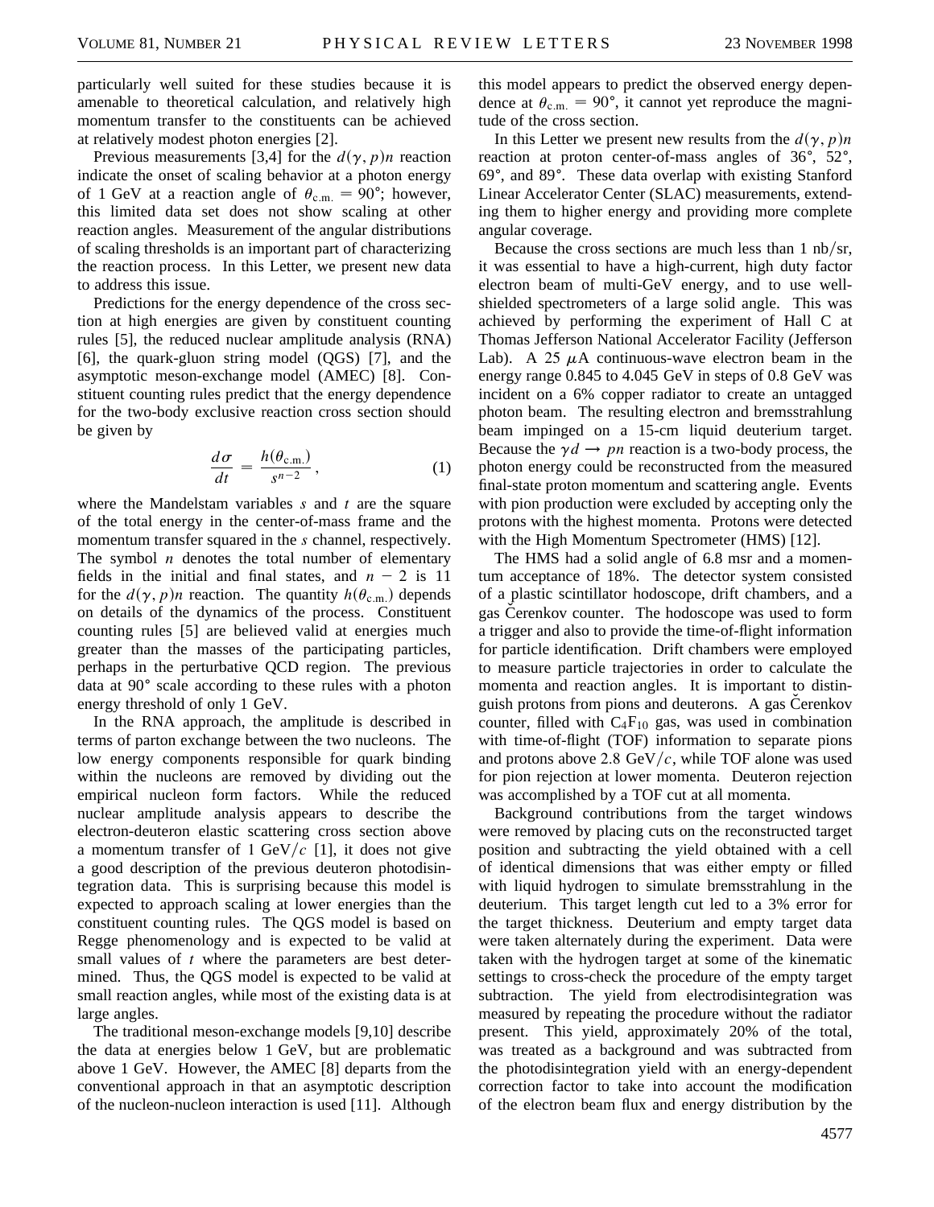particularly well suited for these studies because it is amenable to theoretical calculation, and relatively high momentum transfer to the constituents can be achieved at relatively modest photon energies [2].

Previous measurements [3,4] for the $d(\gamma, p)n$ reaction indicate the onset of scaling behavior at a photon energy of 1 GeV at a reaction angle of $\theta_{\text{c.m.}} = 90°$; however, this limited data set does not show scaling at other reaction angles. Measurement of the angular distributions of scaling thresholds is an important part of characterizing the reaction process. In this Letter, we present new data to address this issue.

Predictions for the energy dependence of the cross section at high energies are given by constituent counting rules [5], the reduced nuclear amplitude analysis (RNA) [6], the quark-gluon string model (QGS) [7], and the asymptotic meson-exchange model (AMEC) [8]. Constituent counting rules predict that the energy dependence for the two-body exclusive reaction cross section should be given by

$$\frac{d\sigma}{dt} = \frac{h(\theta_{\text{c.m.}})}{s^{n-2}}, \tag{1}$$

where the Mandelstam variables $s$ and $t$ are the square of the total energy in the center-of-mass frame and the momentum transfer squared in the $s$ channel, respectively. The symbol $n$ denotes the total number of elementary fields in the initial and final states, and $n - 2$ is 11 for the $d(\gamma, p)n$ reaction. The quantity $h(\theta_{\text{c.m.}})$ depends on details of the dynamics of the process. Constituent counting rules [5] are believed valid at energies much greater than the masses of the participating particles, perhaps in the perturbative QCD region. The previous data at 90° scale according to these rules with a photon energy threshold of only 1 GeV.

In the RNA approach, the amplitude is described in terms of parton exchange between the two nucleons. The low energy components responsible for quark binding within the nucleons are removed by dividing out the empirical nucleon form factors. While the reduced nuclear amplitude analysis appears to describe the electron-deuteron elastic scattering cross section above a momentum transfer of 1 GeV/$c$ [1], it does not give a good description of the previous deuteron photodisintegration data. This is surprising because this model is expected to approach scaling at lower energies than the constituent counting rules. The QGS model is based on Regge phenomenology and is expected to be valid at small values of $t$ where the parameters are best determined. Thus, the QGS model is expected to be valid at small reaction angles, while most of the existing data is at large angles.

The traditional meson-exchange models [9,10] describe the data at energies below 1 GeV, but are problematic above 1 GeV. However, the AMEC [8] departs from the conventional approach in that an asymptotic description of the nucleon-nucleon interaction is used [11]. Although this model appears to predict the observed energy dependence at $\theta_{\text{c.m.}} = 90°$, it cannot yet reproduce the magnitude of the cross section.

In this Letter we present new results from the $d(\gamma, p)n$ reaction at proton center-of-mass angles of 36°, 52°, 69°, and 89°. These data overlap with existing Stanford Linear Accelerator Center (SLAC) measurements, extending them to higher energy and providing more complete angular coverage.

Because the cross sections are much less than 1 nb/sr, it was essential to have a high-current, high duty factor electron beam of multi-GeV energy, and to use well-shielded spectrometers of a large solid angle. This was achieved by performing the experiment of Hall C at Thomas Jefferson National Accelerator Facility (Jefferson Lab). A 25 $\mu$A continuous-wave electron beam in the energy range 0.845 to 4.045 GeV in steps of 0.8 GeV was incident on a 6% copper radiator to create an untagged photon beam. The resulting electron and bremsstrahlung beam impinged on a 15-cm liquid deuterium target. Because the $\gamma d \rightarrow pn$ reaction is a two-body process, the photon energy could be reconstructed from the measured final-state proton momentum and scattering angle. Events with pion production were excluded by accepting only the protons with the highest momenta. Protons were detected with the High Momentum Spectrometer (HMS) [12].

The HMS had a solid angle of 6.8 msr and a momentum acceptance of 18%. The detector system consisted of a plastic scintillator hodoscope, drift chambers, and a gas Čerenkov counter. The hodoscope was used to form a trigger and also to provide the time-of-flight information for particle identification. Drift chambers were employed to measure particle trajectories in order to calculate the momenta and reaction angles. It is important to distinguish protons from pions and deuterons. A gas Čerenkov counter, filled with $C_4F_{10}$ gas, was used in combination with time-of-flight (TOF) information to separate pions and protons above 2.8 GeV/$c$, while TOF alone was used for pion rejection at lower momenta. Deuteron rejection was accomplished by a TOF cut at all momenta.

Background contributions from the target windows were removed by placing cuts on the reconstructed target position and subtracting the yield obtained with a cell of identical dimensions that was either empty or filled with liquid hydrogen to simulate bremsstrahlung in the deuterium. This target length cut led to a 3% error for the target thickness. Deuterium and empty target data were taken alternately during the experiment. Data were taken with the hydrogen target at some of the kinematic settings to cross-check the procedure of the empty target subtraction. The yield from electrodisintegration was measured by repeating the procedure without the radiator present. This yield, approximately 20% of the total, was treated as a background and was subtracted from the photodisintegration yield with an energy-dependent correction factor to take into account the modification of the electron beam flux and energy distribution by the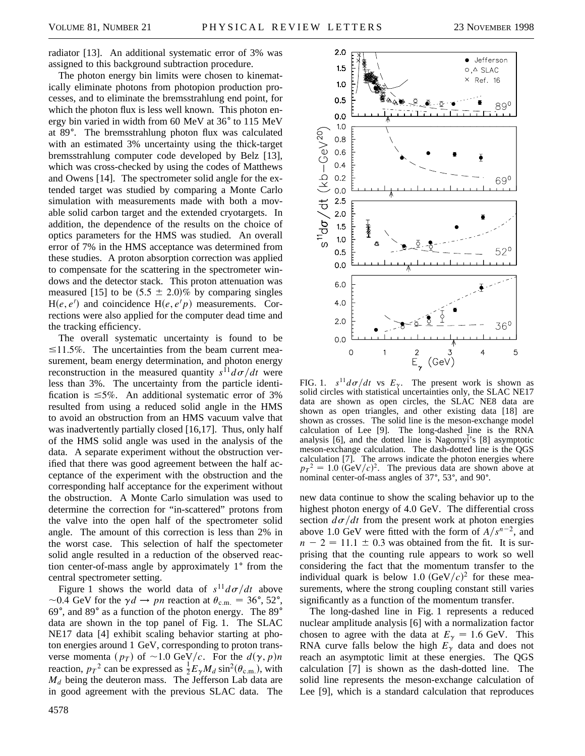radiator [13]. An additional systematic error of 3% was assigned to this background subtraction procedure.

The photon energy bin limits were chosen to kinematically eliminate photons from photopion production processes, and to eliminate the bremsstrahlung end point, for which the photon flux is less well known. This photon energy bin varied in width from 60 MeV at 36° to 115 MeV at 89°. The bremsstrahlung photon flux was calculated with an estimated 3% uncertainty using the thick-target bremsstrahlung computer code developed by Belz [13], which was cross-checked by using the codes of Matthews and Owens [14]. The spectrometer solid angle for the extended target was studied by comparing a Monte Carlo simulation with measurements made with both a movable solid carbon target and the extended cryotargets. In addition, the dependence of the results on the choice of optics parameters for the HMS was studied. An overall error of 7% in the HMS acceptance was determined from these studies. A proton absorption correction was applied to compensate for the scattering in the spectrometer windows and the detector stack. This proton attenuation was measured [15] to be $(5.5 \pm 2.0)\%$ by comparing singles $H(e, e')$ and coincidence $H(e, e'p)$ measurements. Corrections were also applied for the computer dead time and the tracking efficiency.

The overall systematic uncertainty is found to be $\leq 11.5\%$. The uncertainties from the beam current measurement, beam energy determination, and photon energy reconstruction in the measured quantity $s^{11} d\sigma/dt$ were less than 3%. The uncertainty from the particle identification is $\leq 5\%$. An additional systematic error of 3% resulted from using a reduced solid angle in the HMS to avoid an obstruction from an HMS vacuum valve that was inadvertently partially closed [16,17]. Thus, only half of the HMS solid angle was used in the analysis of the data. A separate experiment without the obstruction verified that there was good agreement between the half acceptance of the experiment with the obstruction and the corresponding half acceptance for the experiment without the obstruction. A Monte Carlo simulation was used to determine the correction for "in-scattered" protons from the valve into the open half of the spectrometer solid angle. The amount of this correction is less than 2% in the worst case. This selection of half the spectometer solid angle resulted in a reduction of the observed reaction center-of-mass angle by approximately 1° from the central spectrometer setting.

Figure 1 shows the world data of $s^{11} d\sigma/dt$ above $\sim 0.4$ GeV for the $\gamma d \rightarrow pn$ reaction at $\theta_{\text{c.m.}} = 36°$, 52°, 69°, and 89° as a function of the photon energy. The 89° data are shown in the top panel of Fig. 1. The SLAC NE17 data [4] exhibit scaling behavior starting at photon energies around 1 GeV, corresponding to proton transverse momenta ($p_T$) of $\sim 1.0$ GeV/$c$. For the $d(\gamma, p)n$ reaction, $p_T{}^2$ can be expressed as $\frac{1}{2} E_\gamma M_d \sin^2(\theta_{\text{c.m.}})$, with $M_d$ being the deuteron mass. The Jefferson Lab data are in good agreement with the previous SLAC data. The new data continue to show the scaling behavior up to the highest photon energy of 4.0 GeV. The differential cross section $d\sigma/dt$ from the present work at photon energies above 1.0 GeV were fitted with the form of $A/s^{n-2}$, and $n - 2 = 11.1 \pm 0.3$ was obtained from the fit. It is surprising that the counting rule appears to work so well considering the fact that the momentum transfer to the individual quark is below 1.0 (GeV/$c$)$^2$ for these measurements, where the strong coupling constant still varies significantly as a function of the momentum transfer.

FIG. 1. $s^{11} d\sigma/dt$ vs $E_\gamma$. The present work is shown as solid circles with statistical uncertainties only, the SLAC NE17 data are shown as open circles, the SLAC NE8 data are shown as open triangles, and other existing data [18] are shown as crosses. The solid line is the meson-exchange model calculation of Lee [9]. The long-dashed line is the RNA analysis [6], and the dotted line is Nagornyĭ's [8] asymptotic meson-exchange calculation. The dash-dotted line is the QGS calculation [7]. The arrows indicate the photon energies where $p_T{}^2 = 1.0$ (GeV/$c$)$^2$. The previous data are shown above at nominal center-of-mass angles of 37°, 53°, and 90°.

The long-dashed line in Fig. 1 represents a reduced nuclear amplitude analysis [6] with a normalization factor chosen to agree with the data at $E_\gamma = 1.6$ GeV. This RNA curve falls below the high $E_\gamma$ data and does not reach an asymptotic limit at these energies. The QGS calculation [7] is shown as the dash-dotted line. The solid line represents the meson-exchange calculation of Lee [9], which is a standard calculation that reproduces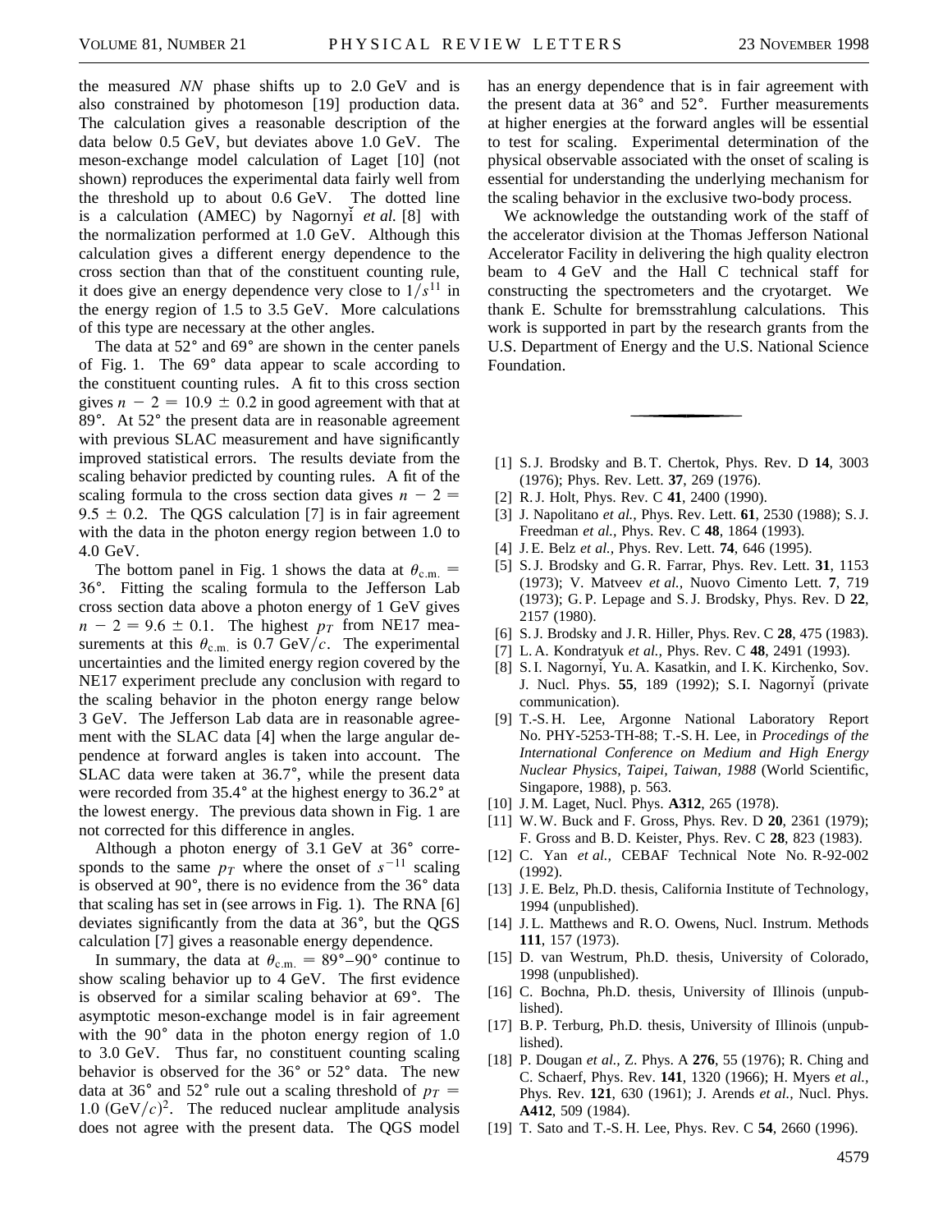the measured $NN$ phase shifts up to 2.0 GeV and is also constrained by photomeson [19] production data. The calculation gives a reasonable description of the data below 0.5 GeV, but deviates above 1.0 GeV. The meson-exchange model calculation of Laget [10] (not shown) reproduces the experimental data fairly well from the threshold up to about 0.6 GeV. The dotted line is a calculation (AMEC) by Nagornyĭ *et al.* [8] with the normalization performed at 1.0 GeV. Although this calculation gives a different energy dependence to the cross section than that of the constituent counting rule, it does give an energy dependence very close to $1/s^{11}$ in the energy region of 1.5 to 3.5 GeV. More calculations of this type are necessary at the other angles.

The data at 52° and 69° are shown in the center panels of Fig. 1. The 69° data appear to scale according to the constituent counting rules. A fit to this cross section gives $n - 2 = 10.9 \pm 0.2$ in good agreement with that at 89°. At 52° the present data are in reasonable agreement with previous SLAC measurement and have significantly improved statistical errors. The results deviate from the scaling behavior predicted by counting rules. A fit of the scaling formula to the cross section data gives $n - 2 = 9.5 \pm 0.2$. The QGS calculation [7] is in fair agreement with the data in the photon energy region between 1.0 to 4.0 GeV.

The bottom panel in Fig. 1 shows the data at $\theta_{\text{c.m.}} = 36°$. Fitting the scaling formula to the Jefferson Lab cross section data above a photon energy of 1 GeV gives $n - 2 = 9.6 \pm 0.1$. The highest $p_T$ from NE17 measurements at this $\theta_{\text{c.m.}}$ is 0.7 GeV/$c$. The experimental uncertainties and the limited energy region covered by the NE17 experiment preclude any conclusion with regard to the scaling behavior in the photon energy range below 3 GeV. The Jefferson Lab data are in reasonable agreement with the SLAC data [4] when the large angular dependence at forward angles is taken into account. The SLAC data were taken at 36.7°, while the present data were recorded from 35.4° at the highest energy to 36.2° at the lowest energy. The previous data shown in Fig. 1 are not corrected for this difference in angles.

Although a photon energy of 3.1 GeV at 36° corresponds to the same $p_T$ where the onset of $s^{-11}$ scaling is observed at 90°, there is no evidence from the 36° data that scaling has set in (see arrows in Fig. 1). The RNA [6] deviates significantly from the data at 36°, but the QGS calculation [7] gives a reasonable energy dependence.

In summary, the data at $\theta_{\text{c.m.}} = 89°$–$90°$ continue to show scaling behavior up to 4 GeV. The first evidence is observed for a similar scaling behavior at 69°. The asymptotic meson-exchange model is in fair agreement with the 90° data in the photon energy region of 1.0 to 3.0 GeV. Thus far, no constituent counting scaling behavior is observed for the 36° or 52° data. The new data at 36° and 52° rule out a scaling threshold of $p_T = 1.0\ (\text{GeV}/c)^2$. The reduced nuclear amplitude analysis does not agree with the present data. The QGS model has an energy dependence that is in fair agreement with the present data at 36° and 52°. Further measurements at higher energies at the forward angles will be essential to test for scaling. Experimental determination of the physical observable associated with the onset of scaling is essential for understanding the underlying mechanism for the scaling behavior in the exclusive two-body process.

We acknowledge the outstanding work of the staff of the accelerator division at the Thomas Jefferson National Accelerator Facility in delivering the high quality electron beam to 4 GeV and the Hall C technical staff for constructing the spectrometers and the cryotarget. We thank E. Schulte for bremsstrahlung calculations. This work is supported in part by the research grants from the U.S. Department of Energy and the U.S. National Science Foundation.

---

[1] S. J. Brodsky and B. T. Chertok, Phys. Rev. D **14**, 3003 (1976); Phys. Rev. Lett. **37**, 269 (1976).

[2] R. J. Holt, Phys. Rev. C **41**, 2400 (1990).

[3] J. Napolitano *et al.,* Phys. Rev. Lett. **61**, 2530 (1988); S. J. Freedman *et al.,* Phys. Rev. C **48**, 1864 (1993).

[4] J. E. Belz *et al.,* Phys. Rev. Lett. **74**, 646 (1995).

[5] S. J. Brodsky and G. R. Farrar, Phys. Rev. Lett. **31**, 1153 (1973); V. Matveev *et al.,* Nuovo Cimento Lett. **7**, 719 (1973); G. P. Lepage and S. J. Brodsky, Phys. Rev. D **22**, 2157 (1980).

[6] S. J. Brodsky and J. R. Hiller, Phys. Rev. C **28**, 475 (1983).

[7] L. A. Kondratyuk *et al.,* Phys. Rev. C **48**, 2491 (1993).

[8] S. I. Nagornyĭ, Yu. A. Kasatkin, and I. K. Kirchenko, Sov. J. Nucl. Phys. **55**, 189 (1992); S. I. Nagornyĭ (private communication).

[9] T.-S. H. Lee, Argonne National Laboratory Report No. PHY-5253-TH-88; T.-S. H. Lee, in *Procedings of the International Conference on Medium and High Energy Nuclear Physics, Taipei, Taiwan, 1988* (World Scientific, Singapore, 1988), p. 563.

[10] J. M. Laget, Nucl. Phys. **A312**, 265 (1978).

[11] W. W. Buck and F. Gross, Phys. Rev. D **20**, 2361 (1979); F. Gross and B. D. Keister, Phys. Rev. C **28**, 823 (1983).

[12] C. Yan *et al.,* CEBAF Technical Note No. R-92-002 (1992).

[13] J. E. Belz, Ph.D. thesis, California Institute of Technology, 1994 (unpublished).

[14] J. L. Matthews and R. O. Owens, Nucl. Instrum. Methods **111**, 157 (1973).

[15] D. van Westrum, Ph.D. thesis, University of Colorado, 1998 (unpublished).

[16] C. Bochna, Ph.D. thesis, University of Illinois (unpublished).

[17] B. P. Terburg, Ph.D. thesis, University of Illinois (unpublished).

[18] P. Dougan *et al.,* Z. Phys. A **276**, 55 (1976); R. Ching and C. Schaerf, Phys. Rev. **141**, 1320 (1966); H. Myers *et al.,* Phys. Rev. **121**, 630 (1961); J. Arends *et al.,* Nucl. Phys. **A412**, 509 (1984).

[19] T. Sato and T.-S. H. Lee, Phys. Rev. C **54**, 2660 (1996).